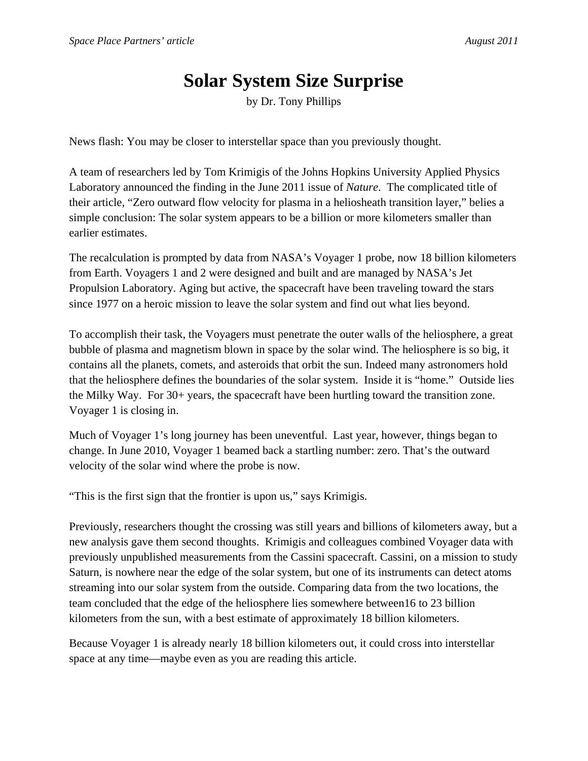# Solar System Size Surprise

by Dr. Tony Phillips

News flash: You may be closer to interstellar space than you previously thought.

A team of researchers led by Tom Krimigis of the Johns Hopkins University Applied Physics Laboratory announced the finding in the June 2011 issue of *Nature*. The complicated title of their article, "Zero outward flow velocity for plasma in a heliosheath transition layer," belies a simple conclusion: The solar system appears to be a billion or more kilometers smaller than earlier estimates.

The recalculation is prompted by data from NASA's Voyager 1 probe, now 18 billion kilometers from Earth. Voyagers 1 and 2 were designed and built and are managed by NASA's Jet Propulsion Laboratory. Aging but active, the spacecraft have been traveling toward the stars since 1977 on a heroic mission to leave the solar system and find out what lies beyond.

To accomplish their task, the Voyagers must penetrate the outer walls of the heliosphere, a great bubble of plasma and magnetism blown in space by the solar wind. The heliosphere is so big, it contains all the planets, comets, and asteroids that orbit the sun. Indeed many astronomers hold that the heliosphere defines the boundaries of the solar system. Inside it is "home." Outside lies the Milky Way. For 30+ years, the spacecraft have been hurtling toward the transition zone. Voyager 1 is closing in.

Much of Voyager 1's long journey has been uneventful. Last year, however, things began to change. In June 2010, Voyager 1 beamed back a startling number: zero. That's the outward velocity of the solar wind where the probe is now.

"This is the first sign that the frontier is upon us," says Krimigis.

Previously, researchers thought the crossing was still years and billions of kilometers away, but a new analysis gave them second thoughts. Krimigis and colleagues combined Voyager data with previously unpublished measurements from the Cassini spacecraft. Cassini, on a mission to study Saturn, is nowhere near the edge of the solar system, but one of its instruments can detect atoms streaming into our solar system from the outside. Comparing data from the two locations, the team concluded that the edge of the heliosphere lies somewhere between16 to 23 billion kilometers from the sun, with a best estimate of approximately 18 billion kilometers.

Because Voyager 1 is already nearly 18 billion kilometers out, it could cross into interstellar space at any time—maybe even as you are reading this article.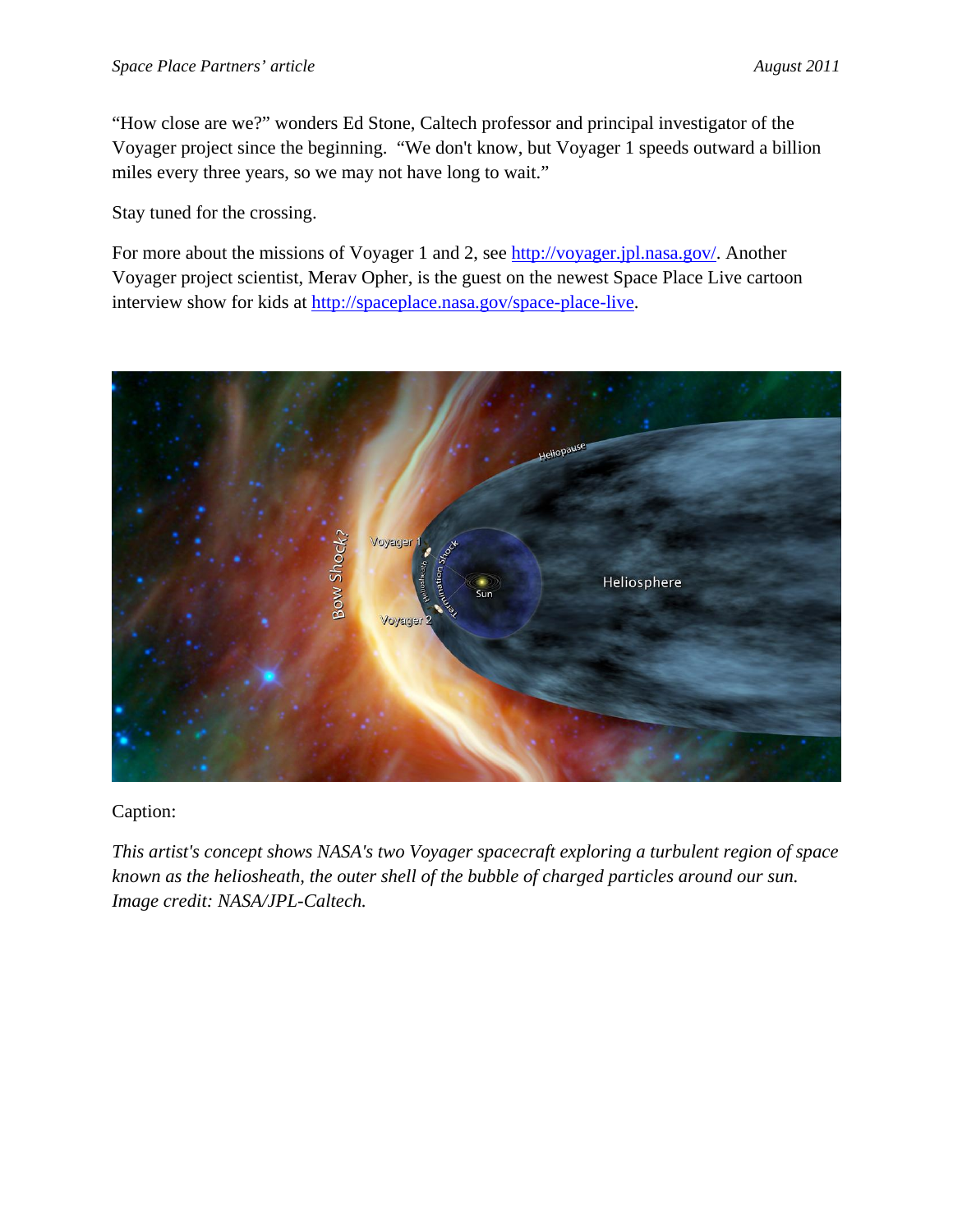"How close are we?" wonders Ed Stone, Caltech professor and principal investigator of the Voyager project since the beginning. "We don't know, but Voyager 1 speeds outward a billion miles every three years, so we may not have long to wait."

Stay tuned for the crossing.

For more about the missions of Voyager 1 and 2, see http://voyager.jpl.nasa.gov/. Another Voyager project scientist, Merav Opher, is the guest on the newest Space Place Live cartoon interview show for kids at http://spaceplace.nasa.gov/space-place-live.

Caption:

*This artist's concept shows NASA's two Voyager spacecraft exploring a turbulent region of space known as the heliosheath, the outer shell of the bubble of charged particles around our sun. Image credit: NASA/JPL-Caltech.*